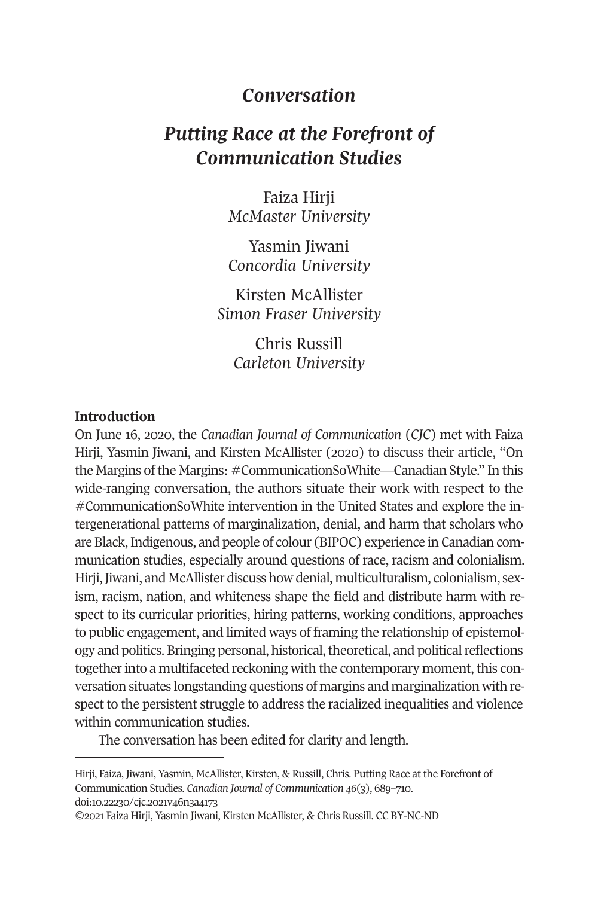# *Conversation*

# *Putting Race at the Forefront of Communication Studies*

Faiza Hirji
*McMaster University*

Yasmin Jiwani
*Concordia University*

Kirsten McAllister
*Simon Fraser University*

Chris Russill
*Carleton University*

**Introduction**

On June 16, 2020, the *Canadian Journal of Communication* (*CJC*) met with Faiza Hirji, Yasmin Jiwani, and Kirsten McAllister (2020) to discuss their article, "On the Margins of the Margins: #CommunicationSoWhite—Canadian Style." In this wide-ranging conversation, the authors situate their work with respect to the #CommunicationSoWhite intervention in the United States and explore the intergenerational patterns of marginalization, denial, and harm that scholars who are Black, Indigenous, and people of colour (BIPOC) experience in Canadian communication studies, especially around questions of race, racism and colonialism. Hirji, Jiwani, and McAllister discuss how denial, multiculturalism, colonialism, sexism, racism, nation, and whiteness shape the field and distribute harm with respect to its curricular priorities, hiring patterns, working conditions, approaches to public engagement, and limited ways of framing the relationship of epistemology and politics. Bringing personal, historical, theoretical, and political reflections together into a multifaceted reckoning with the contemporary moment, this conversation situates longstanding questions of margins and marginalization with respect to the persistent struggle to address the racialized inequalities and violence within communication studies.

The conversation has been edited for clarity and length.

---

Hirji, Faiza, Jiwani, Yasmin, McAllister, Kirsten, & Russill, Chris. Putting Race at the Forefront of Communication Studies. *Canadian Journal of Communication 46*(3), 689–710. doi:10.22230/cjc.2021v46n3a4173

©2021 Faiza Hirji, Yasmin Jiwani, Kirsten McAllister, & Chris Russill. CC BY-NC-ND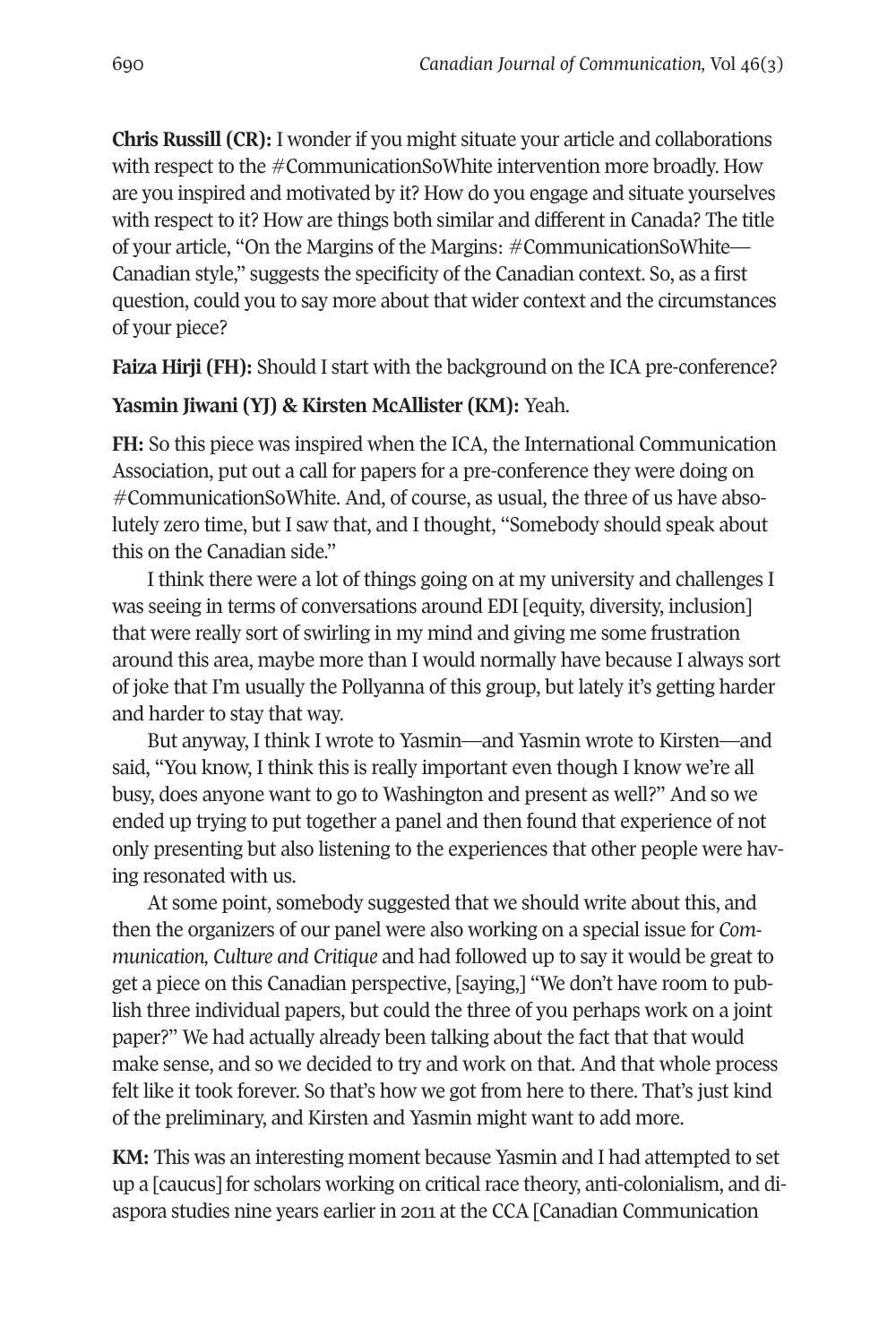**Chris Russill (CR):** I wonder if you might situate your article and collaborations with respect to the #CommunicationSoWhite intervention more broadly. How are you inspired and motivated by it? How do you engage and situate yourselves with respect to it? How are things both similar and different in Canada? The title of your article, "On the Margins of the Margins: #CommunicationSoWhite—Canadian style," suggests the specificity of the Canadian context. So, as a first question, could you to say more about that wider context and the circumstances of your piece?

**Faiza Hirji (FH):** Should I start with the background on the ICA pre-conference?

**Yasmin Jiwani (YJ) & Kirsten McAllister (KM):** Yeah.

**FH:** So this piece was inspired when the ICA, the International Communication Association, put out a call for papers for a pre-conference they were doing on #CommunicationSoWhite. And, of course, as usual, the three of us have absolutely zero time, but I saw that, and I thought, "Somebody should speak about this on the Canadian side."

I think there were a lot of things going on at my university and challenges I was seeing in terms of conversations around EDI [equity, diversity, inclusion] that were really sort of swirling in my mind and giving me some frustration around this area, maybe more than I would normally have because I always sort of joke that I'm usually the Pollyanna of this group, but lately it's getting harder and harder to stay that way.

But anyway, I think I wrote to Yasmin—and Yasmin wrote to Kirsten—and said, "You know, I think this is really important even though I know we're all busy, does anyone want to go to Washington and present as well?" And so we ended up trying to put together a panel and then found that experience of not only presenting but also listening to the experiences that other people were having resonated with us.

At some point, somebody suggested that we should write about this, and then the organizers of our panel were also working on a special issue for *Communication, Culture and Critique* and had followed up to say it would be great to get a piece on this Canadian perspective, [saying,] "We don't have room to publish three individual papers, but could the three of you perhaps work on a joint paper?" We had actually already been talking about the fact that that would make sense, and so we decided to try and work on that. And that whole process felt like it took forever. So that's how we got from here to there. That's just kind of the preliminary, and Kirsten and Yasmin might want to add more.

**KM:** This was an interesting moment because Yasmin and I had attempted to set up a [caucus] for scholars working on critical race theory, anti-colonialism, and diaspora studies nine years earlier in 2011 at the CCA [Canadian Communication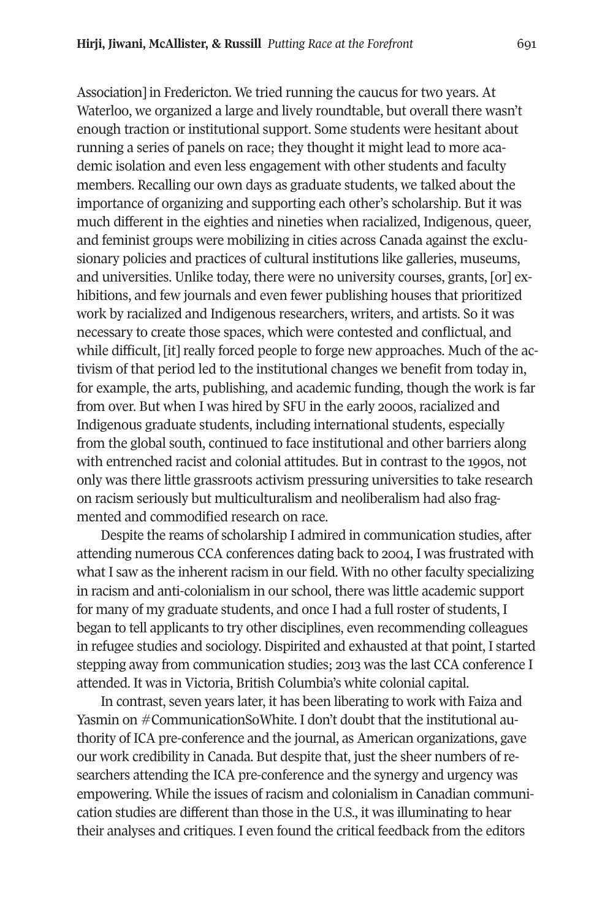Association] in Fredericton. We tried running the caucus for two years. At Waterloo, we organized a large and lively roundtable, but overall there wasn't enough traction or institutional support. Some students were hesitant about running a series of panels on race; they thought it might lead to more academic isolation and even less engagement with other students and faculty members. Recalling our own days as graduate students, we talked about the importance of organizing and supporting each other's scholarship. But it was much different in the eighties and nineties when racialized, Indigenous, queer, and feminist groups were mobilizing in cities across Canada against the exclusionary policies and practices of cultural institutions like galleries, museums, and universities. Unlike today, there were no university courses, grants, [or] exhibitions, and few journals and even fewer publishing houses that prioritized work by racialized and Indigenous researchers, writers, and artists. So it was necessary to create those spaces, which were contested and conflictual, and while difficult, [it] really forced people to forge new approaches. Much of the activism of that period led to the institutional changes we benefit from today in, for example, the arts, publishing, and academic funding, though the work is far from over. But when I was hired by SFU in the early 2000s, racialized and Indigenous graduate students, including international students, especially from the global south, continued to face institutional and other barriers along with entrenched racist and colonial attitudes. But in contrast to the 1990s, not only was there little grassroots activism pressuring universities to take research on racism seriously but multiculturalism and neoliberalism had also fragmented and commodified research on race.

Despite the reams of scholarship I admired in communication studies, after attending numerous CCA conferences dating back to 2004, I was frustrated with what I saw as the inherent racism in our field. With no other faculty specializing in racism and anti-colonialism in our school, there was little academic support for many of my graduate students, and once I had a full roster of students, I began to tell applicants to try other disciplines, even recommending colleagues in refugee studies and sociology. Dispirited and exhausted at that point, I started stepping away from communication studies; 2013 was the last CCA conference I attended. It was in Victoria, British Columbia's white colonial capital.

In contrast, seven years later, it has been liberating to work with Faiza and Yasmin on #CommunicationSoWhite. I don't doubt that the institutional authority of ICA pre-conference and the journal, as American organizations, gave our work credibility in Canada. But despite that, just the sheer numbers of researchers attending the ICA pre-conference and the synergy and urgency was empowering. While the issues of racism and colonialism in Canadian communication studies are different than those in the U.S., it was illuminating to hear their analyses and critiques. I even found the critical feedback from the editors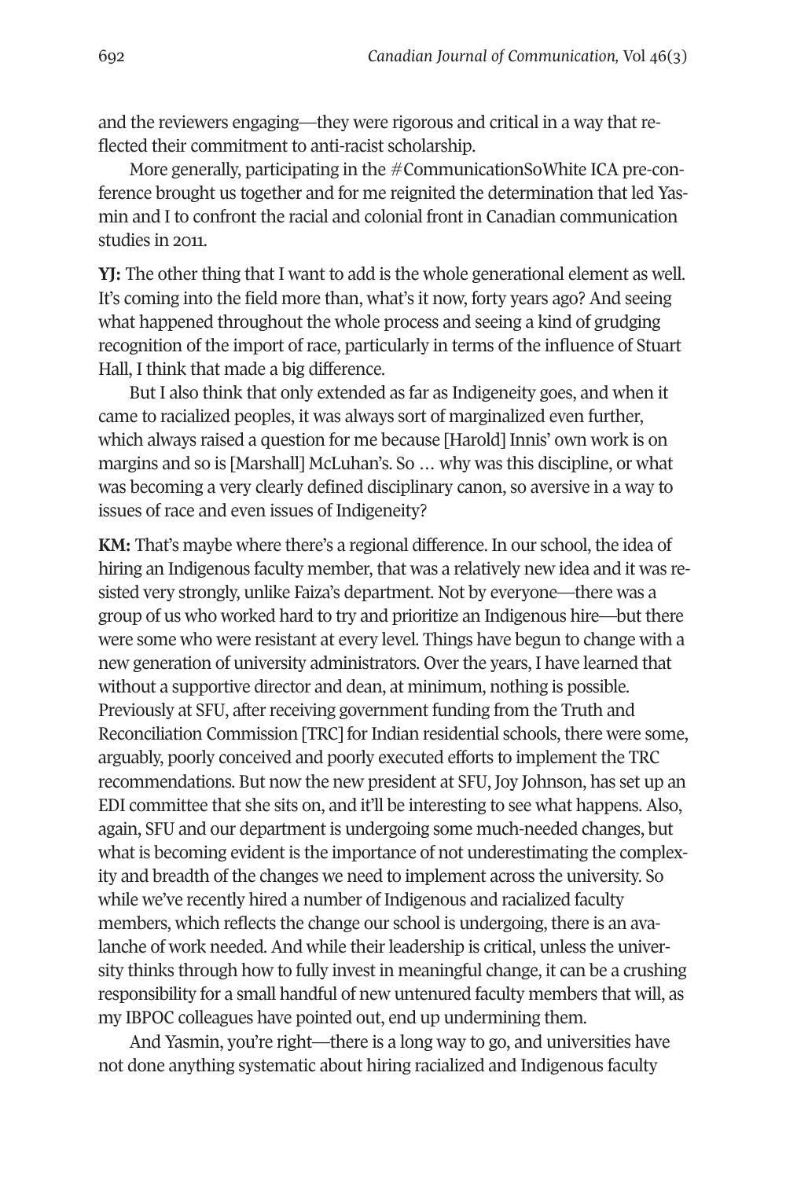and the reviewers engaging—they were rigorous and critical in a way that reflected their commitment to anti-racist scholarship.

More generally, participating in the #CommunicationSoWhite ICA pre-conference brought us together and for me reignited the determination that led Yasmin and I to confront the racial and colonial front in Canadian communication studies in 2011.

**YJ:** The other thing that I want to add is the whole generational element as well. It's coming into the field more than, what's it now, forty years ago? And seeing what happened throughout the whole process and seeing a kind of grudging recognition of the import of race, particularly in terms of the influence of Stuart Hall, I think that made a big difference.

But I also think that only extended as far as Indigeneity goes, and when it came to racialized peoples, it was always sort of marginalized even further, which always raised a question for me because [Harold] Innis' own work is on margins and so is [Marshall] McLuhan's. So … why was this discipline, or what was becoming a very clearly defined disciplinary canon, so aversive in a way to issues of race and even issues of Indigeneity?

**KM:** That's maybe where there's a regional difference. In our school, the idea of hiring an Indigenous faculty member, that was a relatively new idea and it was resisted very strongly, unlike Faiza's department. Not by everyone—there was a group of us who worked hard to try and prioritize an Indigenous hire—but there were some who were resistant at every level. Things have begun to change with a new generation of university administrators. Over the years, I have learned that without a supportive director and dean, at minimum, nothing is possible. Previously at SFU, after receiving government funding from the Truth and Reconciliation Commission [TRC] for Indian residential schools, there were some, arguably, poorly conceived and poorly executed efforts to implement the TRC recommendations. But now the new president at SFU, Joy Johnson, has set up an EDI committee that she sits on, and it'll be interesting to see what happens. Also, again, SFU and our department is undergoing some much-needed changes, but what is becoming evident is the importance of not underestimating the complexity and breadth of the changes we need to implement across the university. So while we've recently hired a number of Indigenous and racialized faculty members, which reflects the change our school is undergoing, there is an avalanche of work needed. And while their leadership is critical, unless the university thinks through how to fully invest in meaningful change, it can be a crushing responsibility for a small handful of new untenured faculty members that will, as my IBPOC colleagues have pointed out, end up undermining them.

And Yasmin, you're right—there is a long way to go, and universities have not done anything systematic about hiring racialized and Indigenous faculty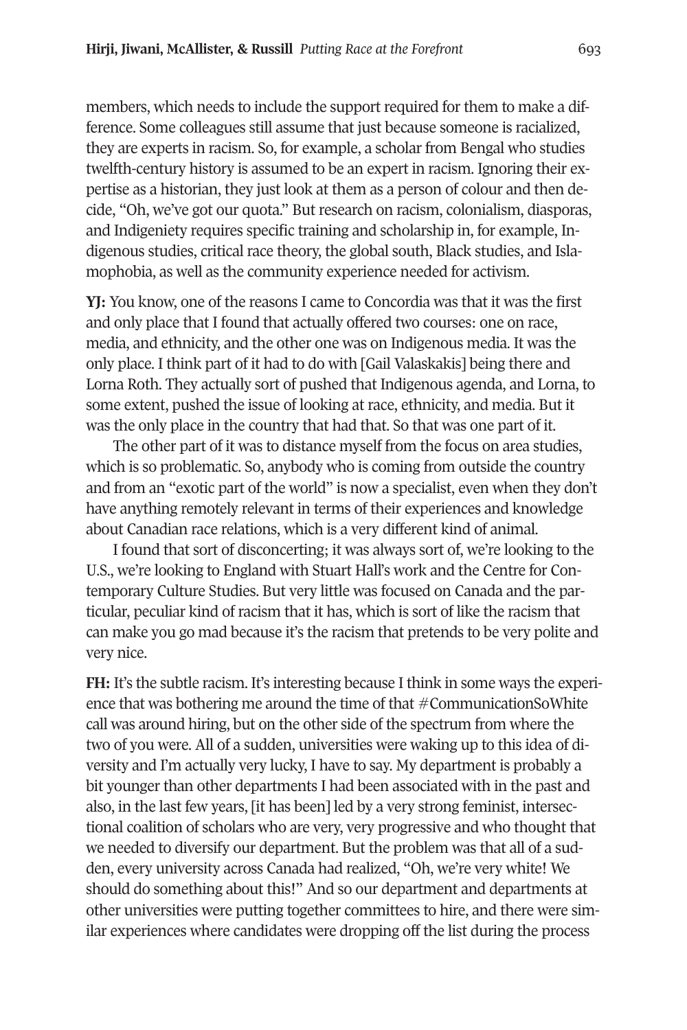members, which needs to include the support required for them to make a difference. Some colleagues still assume that just because someone is racialized, they are experts in racism. So, for example, a scholar from Bengal who studies twelfth-century history is assumed to be an expert in racism. Ignoring their expertise as a historian, they just look at them as a person of colour and then decide, "Oh, we've got our quota." But research on racism, colonialism, diasporas, and Indigeniety requires specific training and scholarship in, for example, Indigenous studies, critical race theory, the global south, Black studies, and Islamophobia, as well as the community experience needed for activism.

**YJ:** You know, one of the reasons I came to Concordia was that it was the first and only place that I found that actually offered two courses: one on race, media, and ethnicity, and the other one was on Indigenous media. It was the only place. I think part of it had to do with [Gail Valaskakis] being there and Lorna Roth. They actually sort of pushed that Indigenous agenda, and Lorna, to some extent, pushed the issue of looking at race, ethnicity, and media. But it was the only place in the country that had that. So that was one part of it.

The other part of it was to distance myself from the focus on area studies, which is so problematic. So, anybody who is coming from outside the country and from an "exotic part of the world" is now a specialist, even when they don't have anything remotely relevant in terms of their experiences and knowledge about Canadian race relations, which is a very different kind of animal.

I found that sort of disconcerting; it was always sort of, we're looking to the U.S., we're looking to England with Stuart Hall's work and the Centre for Contemporary Culture Studies. But very little was focused on Canada and the particular, peculiar kind of racism that it has, which is sort of like the racism that can make you go mad because it's the racism that pretends to be very polite and very nice.

**FH:** It's the subtle racism. It's interesting because I think in some ways the experience that was bothering me around the time of that #CommunicationSoWhite call was around hiring, but on the other side of the spectrum from where the two of you were. All of a sudden, universities were waking up to this idea of diversity and I'm actually very lucky, I have to say. My department is probably a bit younger than other departments I had been associated with in the past and also, in the last few years, [it has been] led by a very strong feminist, intersectional coalition of scholars who are very, very progressive and who thought that we needed to diversify our department. But the problem was that all of a sudden, every university across Canada had realized, "Oh, we're very white! We should do something about this!" And so our department and departments at other universities were putting together committees to hire, and there were similar experiences where candidates were dropping off the list during the process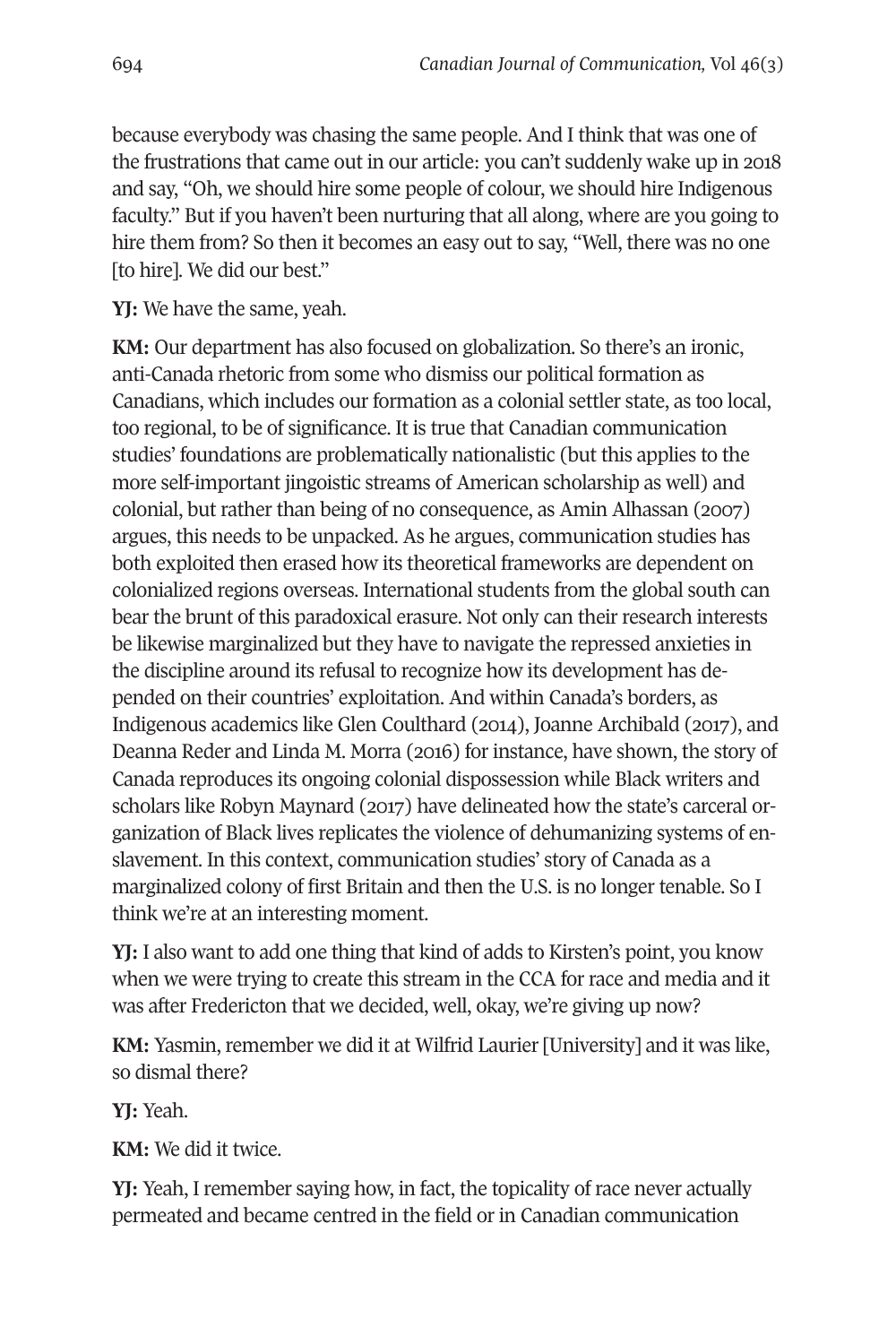because everybody was chasing the same people. And I think that was one of the frustrations that came out in our article: you can't suddenly wake up in 2018 and say, "Oh, we should hire some people of colour, we should hire Indigenous faculty." But if you haven't been nurturing that all along, where are you going to hire them from? So then it becomes an easy out to say, "Well, there was no one [to hire]. We did our best."

**YJ:** We have the same, yeah.

**KM:** Our department has also focused on globalization. So there's an ironic, anti-Canada rhetoric from some who dismiss our political formation as Canadians, which includes our formation as a colonial settler state, as too local, too regional, to be of significance. It is true that Canadian communication studies' foundations are problematically nationalistic (but this applies to the more self-important jingoistic streams of American scholarship as well) and colonial, but rather than being of no consequence, as Amin Alhassan (2007) argues, this needs to be unpacked. As he argues, communication studies has both exploited then erased how its theoretical frameworks are dependent on colonialized regions overseas. International students from the global south can bear the brunt of this paradoxical erasure. Not only can their research interests be likewise marginalized but they have to navigate the repressed anxieties in the discipline around its refusal to recognize how its development has depended on their countries' exploitation. And within Canada's borders, as Indigenous academics like Glen Coulthard (2014), Joanne Archibald (2017), and Deanna Reder and Linda M. Morra (2016) for instance, have shown, the story of Canada reproduces its ongoing colonial dispossession while Black writers and scholars like Robyn Maynard (2017) have delineated how the state's carceral organization of Black lives replicates the violence of dehumanizing systems of enslavement. In this context, communication studies' story of Canada as a marginalized colony of first Britain and then the U.S. is no longer tenable. So I think we're at an interesting moment.

**YJ:** I also want to add one thing that kind of adds to Kirsten's point, you know when we were trying to create this stream in the CCA for race and media and it was after Fredericton that we decided, well, okay, we're giving up now?

**KM:** Yasmin, remember we did it at Wilfrid Laurier [University] and it was like, so dismal there?

**YJ:** Yeah.

**KM:** We did it twice.

**YJ:** Yeah, I remember saying how, in fact, the topicality of race never actually permeated and became centred in the field or in Canadian communication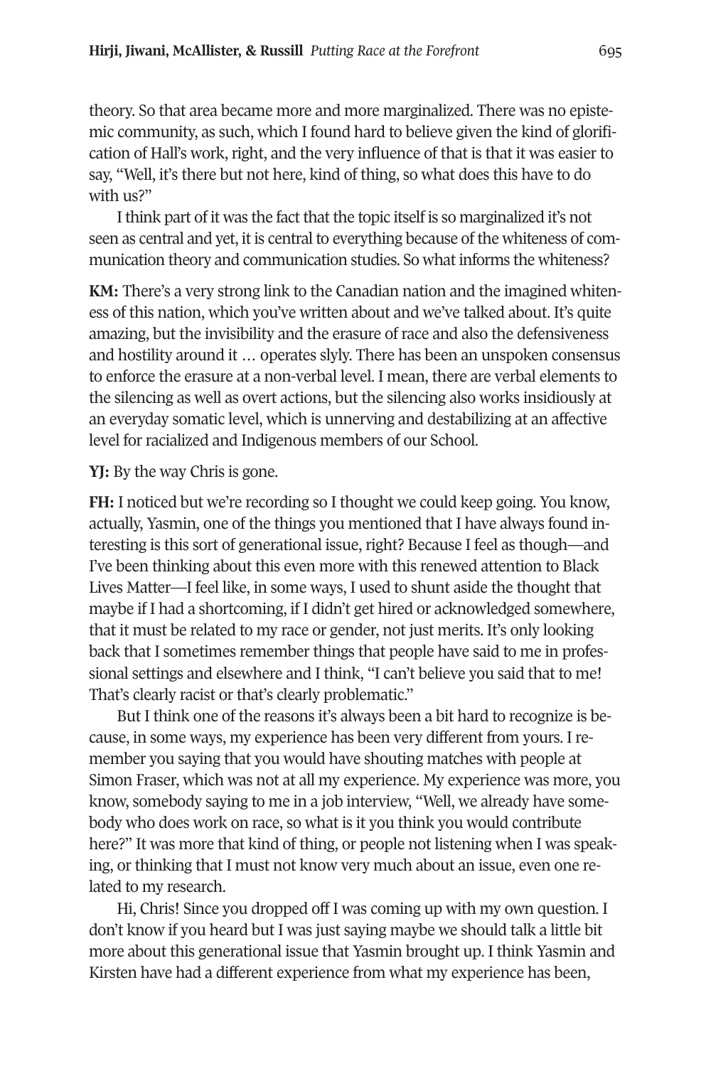theory. So that area became more and more marginalized. There was no epistemic community, as such, which I found hard to believe given the kind of glorification of Hall's work, right, and the very influence of that is that it was easier to say, "Well, it's there but not here, kind of thing, so what does this have to do with us?"

I think part of it was the fact that the topic itself is so marginalized it's not seen as central and yet, it is central to everything because of the whiteness of communication theory and communication studies. So what informs the whiteness?

**KM:** There's a very strong link to the Canadian nation and the imagined whiteness of this nation, which you've written about and we've talked about. It's quite amazing, but the invisibility and the erasure of race and also the defensiveness and hostility around it … operates slyly. There has been an unspoken consensus to enforce the erasure at a non-verbal level. I mean, there are verbal elements to the silencing as well as overt actions, but the silencing also works insidiously at an everyday somatic level, which is unnerving and destabilizing at an affective level for racialized and Indigenous members of our School.

**YJ:** By the way Chris is gone.

**FH:** I noticed but we're recording so I thought we could keep going. You know, actually, Yasmin, one of the things you mentioned that I have always found interesting is this sort of generational issue, right? Because I feel as though—and I've been thinking about this even more with this renewed attention to Black Lives Matter—I feel like, in some ways, I used to shunt aside the thought that maybe if I had a shortcoming, if I didn't get hired or acknowledged somewhere, that it must be related to my race or gender, not just merits. It's only looking back that I sometimes remember things that people have said to me in professional settings and elsewhere and I think, "I can't believe you said that to me! That's clearly racist or that's clearly problematic."

But I think one of the reasons it's always been a bit hard to recognize is because, in some ways, my experience has been very different from yours. I remember you saying that you would have shouting matches with people at Simon Fraser, which was not at all my experience. My experience was more, you know, somebody saying to me in a job interview, "Well, we already have somebody who does work on race, so what is it you think you would contribute here?" It was more that kind of thing, or people not listening when I was speaking, or thinking that I must not know very much about an issue, even one related to my research.

Hi, Chris! Since you dropped off I was coming up with my own question. I don't know if you heard but I was just saying maybe we should talk a little bit more about this generational issue that Yasmin brought up. I think Yasmin and Kirsten have had a different experience from what my experience has been,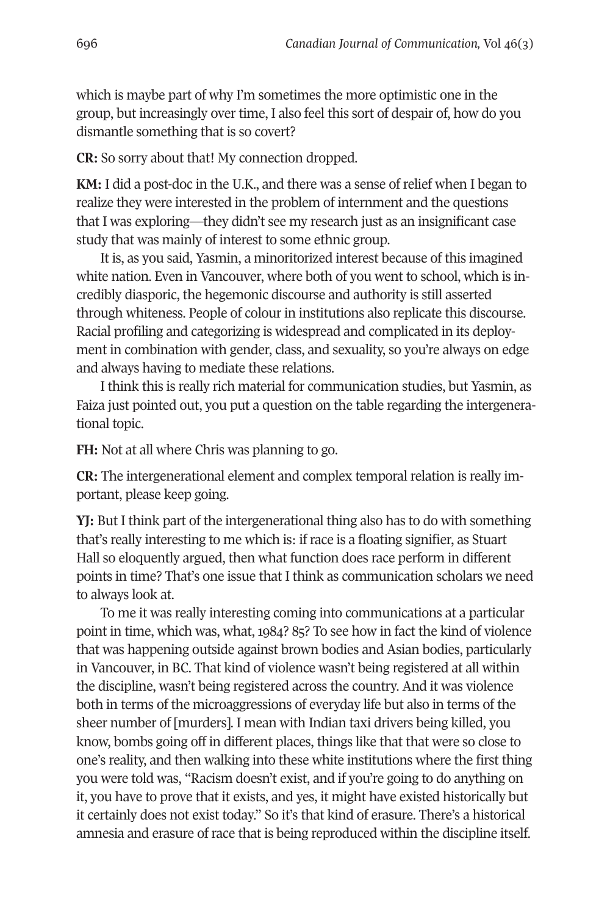which is maybe part of why I'm sometimes the more optimistic one in the group, but increasingly over time, I also feel this sort of despair of, how do you dismantle something that is so covert?

**CR:** So sorry about that! My connection dropped.

**KM:** I did a post-doc in the U.K., and there was a sense of relief when I began to realize they were interested in the problem of internment and the questions that I was exploring—they didn't see my research just as an insignificant case study that was mainly of interest to some ethnic group.

It is, as you said, Yasmin, a minoritorized interest because of this imagined white nation. Even in Vancouver, where both of you went to school, which is incredibly diasporic, the hegemonic discourse and authority is still asserted through whiteness. People of colour in institutions also replicate this discourse. Racial profiling and categorizing is widespread and complicated in its deployment in combination with gender, class, and sexuality, so you're always on edge and always having to mediate these relations.

I think this is really rich material for communication studies, but Yasmin, as Faiza just pointed out, you put a question on the table regarding the intergenerational topic.

**FH:** Not at all where Chris was planning to go.

**CR:** The intergenerational element and complex temporal relation is really important, please keep going.

**YJ:** But I think part of the intergenerational thing also has to do with something that's really interesting to me which is: if race is a floating signifier, as Stuart Hall so eloquently argued, then what function does race perform in different points in time? That's one issue that I think as communication scholars we need to always look at.

To me it was really interesting coming into communications at a particular point in time, which was, what, 1984? 85? To see how in fact the kind of violence that was happening outside against brown bodies and Asian bodies, particularly in Vancouver, in BC. That kind of violence wasn't being registered at all within the discipline, wasn't being registered across the country. And it was violence both in terms of the microaggressions of everyday life but also in terms of the sheer number of [murders]. I mean with Indian taxi drivers being killed, you know, bombs going off in different places, things like that that were so close to one's reality, and then walking into these white institutions where the first thing you were told was, "Racism doesn't exist, and if you're going to do anything on it, you have to prove that it exists, and yes, it might have existed historically but it certainly does not exist today." So it's that kind of erasure. There's a historical amnesia and erasure of race that is being reproduced within the discipline itself.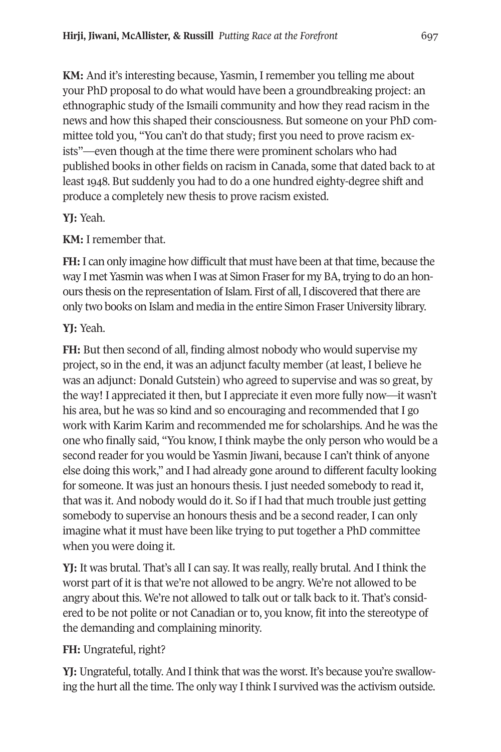**KM:** And it's interesting because, Yasmin, I remember you telling me about your PhD proposal to do what would have been a groundbreaking project: an ethnographic study of the Ismaili community and how they read racism in the news and how this shaped their consciousness. But someone on your PhD committee told you, "You can't do that study; first you need to prove racism exists"—even though at the time there were prominent scholars who had published books in other fields on racism in Canada, some that dated back to at least 1948. But suddenly you had to do a one hundred eighty-degree shift and produce a completely new thesis to prove racism existed.

**YJ:** Yeah.

**KM:** I remember that.

**FH:** I can only imagine how difficult that must have been at that time, because the way I met Yasmin was when I was at Simon Fraser for my BA, trying to do an honours thesis on the representation of Islam. First of all, I discovered that there are only two books on Islam and media in the entire Simon Fraser University library.

**YJ:** Yeah.

**FH:** But then second of all, finding almost nobody who would supervise my project, so in the end, it was an adjunct faculty member (at least, I believe he was an adjunct: Donald Gutstein) who agreed to supervise and was so great, by the way! I appreciated it then, but I appreciate it even more fully now—it wasn't his area, but he was so kind and so encouraging and recommended that I go work with Karim Karim and recommended me for scholarships. And he was the one who finally said, "You know, I think maybe the only person who would be a second reader for you would be Yasmin Jiwani, because I can't think of anyone else doing this work," and I had already gone around to different faculty looking for someone. It was just an honours thesis. I just needed somebody to read it, that was it. And nobody would do it. So if I had that much trouble just getting somebody to supervise an honours thesis and be a second reader, I can only imagine what it must have been like trying to put together a PhD committee when you were doing it.

**YJ:** It was brutal. That's all I can say. It was really, really brutal. And I think the worst part of it is that we're not allowed to be angry. We're not allowed to be angry about this. We're not allowed to talk out or talk back to it. That's considered to be not polite or not Canadian or to, you know, fit into the stereotype of the demanding and complaining minority.

**FH:** Ungrateful, right?

**YJ:** Ungrateful, totally. And I think that was the worst. It's because you're swallowing the hurt all the time. The only way I think I survived was the activism outside.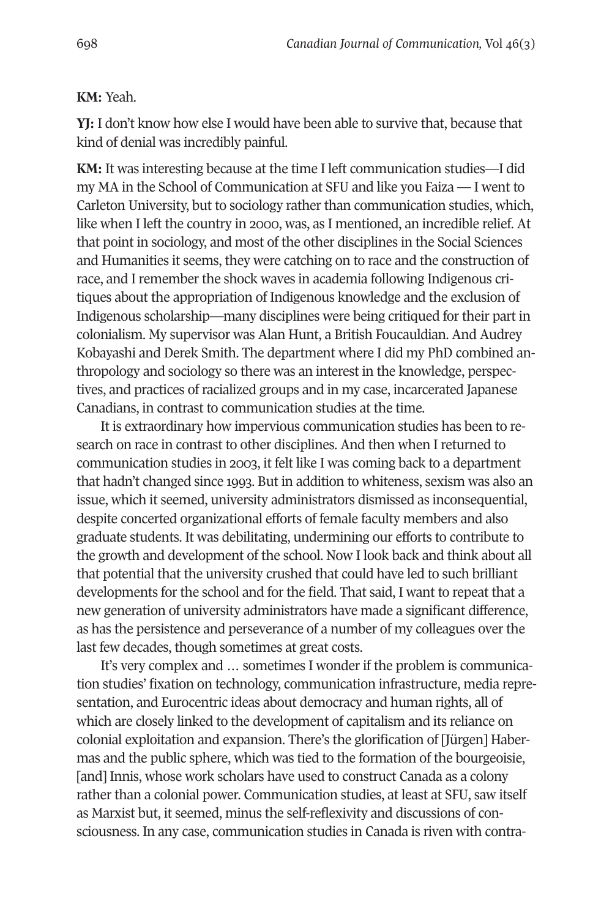**KM:** Yeah.

**YJ:** I don't know how else I would have been able to survive that, because that kind of denial was incredibly painful.

**KM:** It was interesting because at the time I left communication studies—I did my MA in the School of Communication at SFU and like you Faiza — I went to Carleton University, but to sociology rather than communication studies, which, like when I left the country in 2000, was, as I mentioned, an incredible relief. At that point in sociology, and most of the other disciplines in the Social Sciences and Humanities it seems, they were catching on to race and the construction of race, and I remember the shock waves in academia following Indigenous critiques about the appropriation of Indigenous knowledge and the exclusion of Indigenous scholarship—many disciplines were being critiqued for their part in colonialism. My supervisor was Alan Hunt, a British Foucauldian. And Audrey Kobayashi and Derek Smith. The department where I did my PhD combined anthropology and sociology so there was an interest in the knowledge, perspectives, and practices of racialized groups and in my case, incarcerated Japanese Canadians, in contrast to communication studies at the time.

It is extraordinary how impervious communication studies has been to research on race in contrast to other disciplines. And then when I returned to communication studies in 2003, it felt like I was coming back to a department that hadn't changed since 1993. But in addition to whiteness, sexism was also an issue, which it seemed, university administrators dismissed as inconsequential, despite concerted organizational efforts of female faculty members and also graduate students. It was debilitating, undermining our efforts to contribute to the growth and development of the school. Now I look back and think about all that potential that the university crushed that could have led to such brilliant developments for the school and for the field. That said, I want to repeat that a new generation of university administrators have made a significant difference, as has the persistence and perseverance of a number of my colleagues over the last few decades, though sometimes at great costs.

It's very complex and … sometimes I wonder if the problem is communication studies' fixation on technology, communication infrastructure, media representation, and Eurocentric ideas about democracy and human rights, all of which are closely linked to the development of capitalism and its reliance on colonial exploitation and expansion. There's the glorification of [Jürgen] Habermas and the public sphere, which was tied to the formation of the bourgeoisie, [and] Innis, whose work scholars have used to construct Canada as a colony rather than a colonial power. Communication studies, at least at SFU, saw itself as Marxist but, it seemed, minus the self-reflexivity and discussions of consciousness. In any case, communication studies in Canada is riven with contra-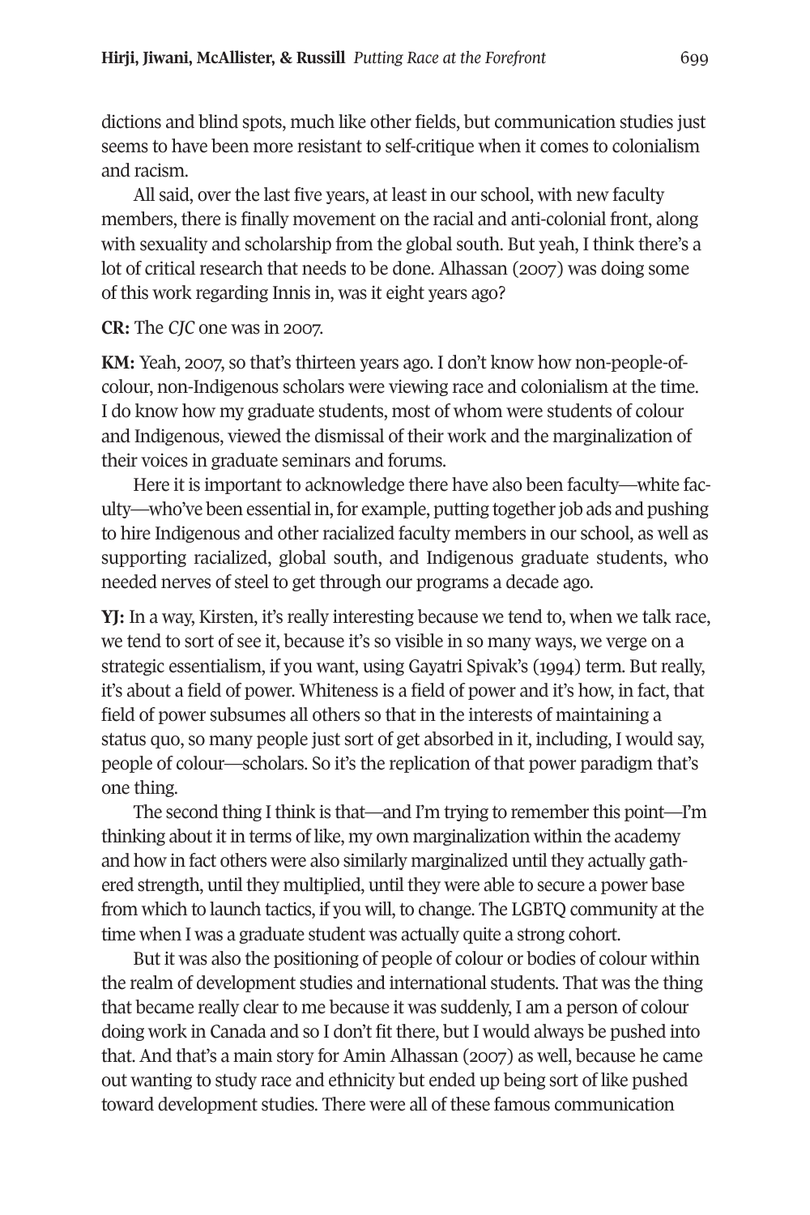dictions and blind spots, much like other fields, but communication studies just seems to have been more resistant to self-critique when it comes to colonialism and racism.

All said, over the last five years, at least in our school, with new faculty members, there is finally movement on the racial and anti-colonial front, along with sexuality and scholarship from the global south. But yeah, I think there's a lot of critical research that needs to be done. Alhassan (2007) was doing some of this work regarding Innis in, was it eight years ago?

**CR:** The *CJC* one was in 2007.

**KM:** Yeah, 2007, so that's thirteen years ago. I don't know how non-people-of-colour, non-Indigenous scholars were viewing race and colonialism at the time. I do know how my graduate students, most of whom were students of colour and Indigenous, viewed the dismissal of their work and the marginalization of their voices in graduate seminars and forums.

Here it is important to acknowledge there have also been faculty—white faculty—who've been essential in, for example, putting together job ads and pushing to hire Indigenous and other racialized faculty members in our school, as well as supporting racialized, global south, and Indigenous graduate students, who needed nerves of steel to get through our programs a decade ago.

**YJ:** In a way, Kirsten, it's really interesting because we tend to, when we talk race, we tend to sort of see it, because it's so visible in so many ways, we verge on a strategic essentialism, if you want, using Gayatri Spivak's (1994) term. But really, it's about a field of power. Whiteness is a field of power and it's how, in fact, that field of power subsumes all others so that in the interests of maintaining a status quo, so many people just sort of get absorbed in it, including, I would say, people of colour—scholars. So it's the replication of that power paradigm that's one thing.

The second thing I think is that—and I'm trying to remember this point—I'm thinking about it in terms of like, my own marginalization within the academy and how in fact others were also similarly marginalized until they actually gathered strength, until they multiplied, until they were able to secure a power base from which to launch tactics, if you will, to change. The LGBTQ community at the time when I was a graduate student was actually quite a strong cohort.

But it was also the positioning of people of colour or bodies of colour within the realm of development studies and international students. That was the thing that became really clear to me because it was suddenly, I am a person of colour doing work in Canada and so I don't fit there, but I would always be pushed into that. And that's a main story for Amin Alhassan (2007) as well, because he came out wanting to study race and ethnicity but ended up being sort of like pushed toward development studies. There were all of these famous communication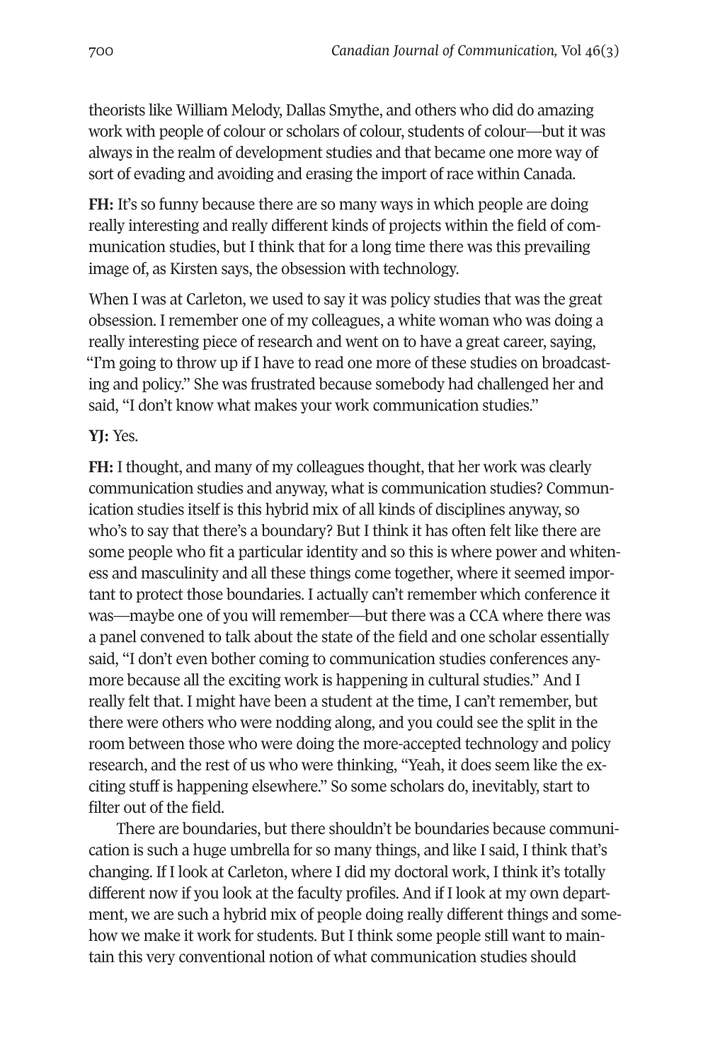theorists like William Melody, Dallas Smythe, and others who did do amazing work with people of colour or scholars of colour, students of colour—but it was always in the realm of development studies and that became one more way of sort of evading and avoiding and erasing the import of race within Canada.

**FH:** It's so funny because there are so many ways in which people are doing really interesting and really different kinds of projects within the field of communication studies, but I think that for a long time there was this prevailing image of, as Kirsten says, the obsession with technology.

When I was at Carleton, we used to say it was policy studies that was the great obsession. I remember one of my colleagues, a white woman who was doing a really interesting piece of research and went on to have a great career, saying, "I'm going to throw up if I have to read one more of these studies on broadcasting and policy." She was frustrated because somebody had challenged her and said, "I don't know what makes your work communication studies."

**YJ:** Yes.

**FH:** I thought, and many of my colleagues thought, that her work was clearly communication studies and anyway, what is communication studies? Communication studies itself is this hybrid mix of all kinds of disciplines anyway, so who's to say that there's a boundary? But I think it has often felt like there are some people who fit a particular identity and so this is where power and whiteness and masculinity and all these things come together, where it seemed important to protect those boundaries. I actually can't remember which conference it was—maybe one of you will remember—but there was a CCA where there was a panel convened to talk about the state of the field and one scholar essentially said, "I don't even bother coming to communication studies conferences anymore because all the exciting work is happening in cultural studies." And I really felt that. I might have been a student at the time, I can't remember, but there were others who were nodding along, and you could see the split in the room between those who were doing the more-accepted technology and policy research, and the rest of us who were thinking, "Yeah, it does seem like the exciting stuff is happening elsewhere." So some scholars do, inevitably, start to filter out of the field.

There are boundaries, but there shouldn't be boundaries because communication is such a huge umbrella for so many things, and like I said, I think that's changing. If I look at Carleton, where I did my doctoral work, I think it's totally different now if you look at the faculty profiles. And if I look at my own department, we are such a hybrid mix of people doing really different things and somehow we make it work for students. But I think some people still want to maintain this very conventional notion of what communication studies should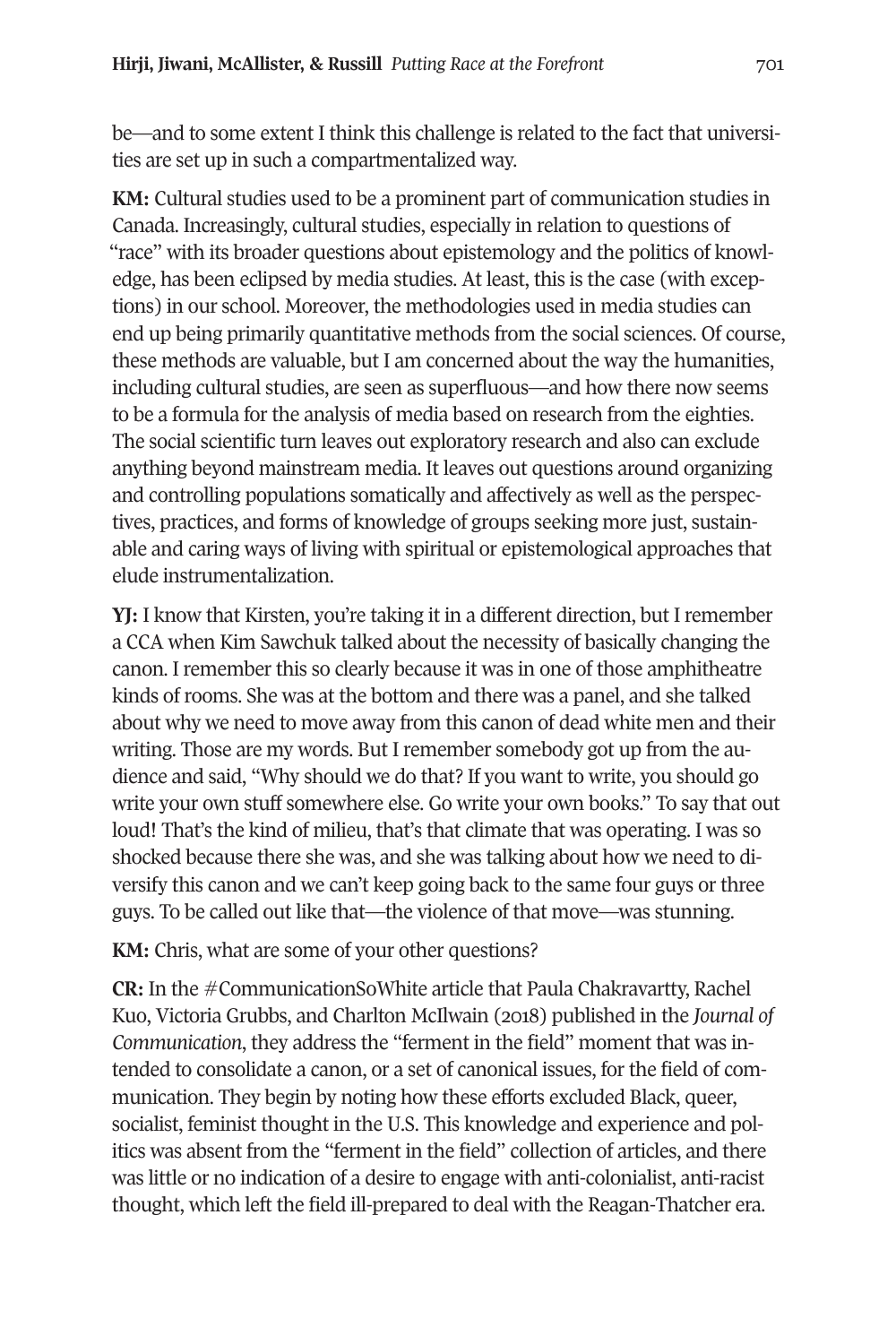be—and to some extent I think this challenge is related to the fact that universities are set up in such a compartmentalized way.

**KM:** Cultural studies used to be a prominent part of communication studies in Canada. Increasingly, cultural studies, especially in relation to questions of "race" with its broader questions about epistemology and the politics of knowledge, has been eclipsed by media studies. At least, this is the case (with exceptions) in our school. Moreover, the methodologies used in media studies can end up being primarily quantitative methods from the social sciences. Of course, these methods are valuable, but I am concerned about the way the humanities, including cultural studies, are seen as superfluous—and how there now seems to be a formula for the analysis of media based on research from the eighties. The social scientific turn leaves out exploratory research and also can exclude anything beyond mainstream media. It leaves out questions around organizing and controlling populations somatically and affectively as well as the perspectives, practices, and forms of knowledge of groups seeking more just, sustainable and caring ways of living with spiritual or epistemological approaches that elude instrumentalization.

**YJ:** I know that Kirsten, you're taking it in a different direction, but I remember a CCA when Kim Sawchuk talked about the necessity of basically changing the canon. I remember this so clearly because it was in one of those amphitheatre kinds of rooms. She was at the bottom and there was a panel, and she talked about why we need to move away from this canon of dead white men and their writing. Those are my words. But I remember somebody got up from the audience and said, "Why should we do that? If you want to write, you should go write your own stuff somewhere else. Go write your own books." To say that out loud! That's the kind of milieu, that's that climate that was operating. I was so shocked because there she was, and she was talking about how we need to diversify this canon and we can't keep going back to the same four guys or three guys. To be called out like that—the violence of that move—was stunning.

**KM:** Chris, what are some of your other questions?

**CR:** In the #CommunicationSoWhite article that Paula Chakravartty, Rachel Kuo, Victoria Grubbs, and Charlton McIlwain (2018) published in the *Journal of Communication*, they address the "ferment in the field" moment that was intended to consolidate a canon, or a set of canonical issues, for the field of communication. They begin by noting how these efforts excluded Black, queer, socialist, feminist thought in the U.S. This knowledge and experience and politics was absent from the "ferment in the field" collection of articles, and there was little or no indication of a desire to engage with anti-colonialist, anti-racist thought, which left the field ill-prepared to deal with the Reagan-Thatcher era.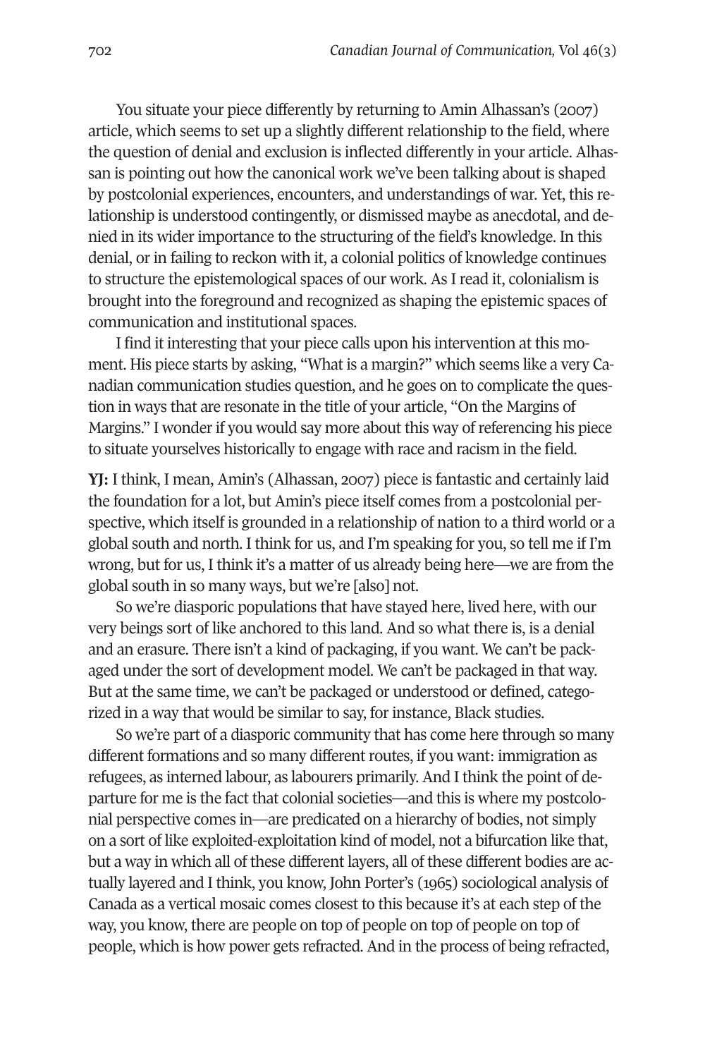You situate your piece differently by returning to Amin Alhassan's (2007) article, which seems to set up a slightly different relationship to the field, where the question of denial and exclusion is inflected differently in your article. Alhassan is pointing out how the canonical work we've been talking about is shaped by postcolonial experiences, encounters, and understandings of war. Yet, this relationship is understood contingently, or dismissed maybe as anecdotal, and denied in its wider importance to the structuring of the field's knowledge. In this denial, or in failing to reckon with it, a colonial politics of knowledge continues to structure the epistemological spaces of our work. As I read it, colonialism is brought into the foreground and recognized as shaping the epistemic spaces of communication and institutional spaces.

I find it interesting that your piece calls upon his intervention at this moment. His piece starts by asking, "What is a margin?" which seems like a very Canadian communication studies question, and he goes on to complicate the question in ways that are resonate in the title of your article, "On the Margins of Margins." I wonder if you would say more about this way of referencing his piece to situate yourselves historically to engage with race and racism in the field.

**YJ:** I think, I mean, Amin's (Alhassan, 2007) piece is fantastic and certainly laid the foundation for a lot, but Amin's piece itself comes from a postcolonial perspective, which itself is grounded in a relationship of nation to a third world or a global south and north. I think for us, and I'm speaking for you, so tell me if I'm wrong, but for us, I think it's a matter of us already being here—we are from the global south in so many ways, but we're [also] not.

So we're diasporic populations that have stayed here, lived here, with our very beings sort of like anchored to this land. And so what there is, is a denial and an erasure. There isn't a kind of packaging, if you want. We can't be packaged under the sort of development model. We can't be packaged in that way. But at the same time, we can't be packaged or understood or defined, categorized in a way that would be similar to say, for instance, Black studies.

So we're part of a diasporic community that has come here through so many different formations and so many different routes, if you want: immigration as refugees, as interned labour, as labourers primarily. And I think the point of departure for me is the fact that colonial societies—and this is where my postcolonial perspective comes in—are predicated on a hierarchy of bodies, not simply on a sort of like exploited-exploitation kind of model, not a bifurcation like that, but a way in which all of these different layers, all of these different bodies are actually layered and I think, you know, John Porter's (1965) sociological analysis of Canada as a vertical mosaic comes closest to this because it's at each step of the way, you know, there are people on top of people on top of people on top of people, which is how power gets refracted. And in the process of being refracted,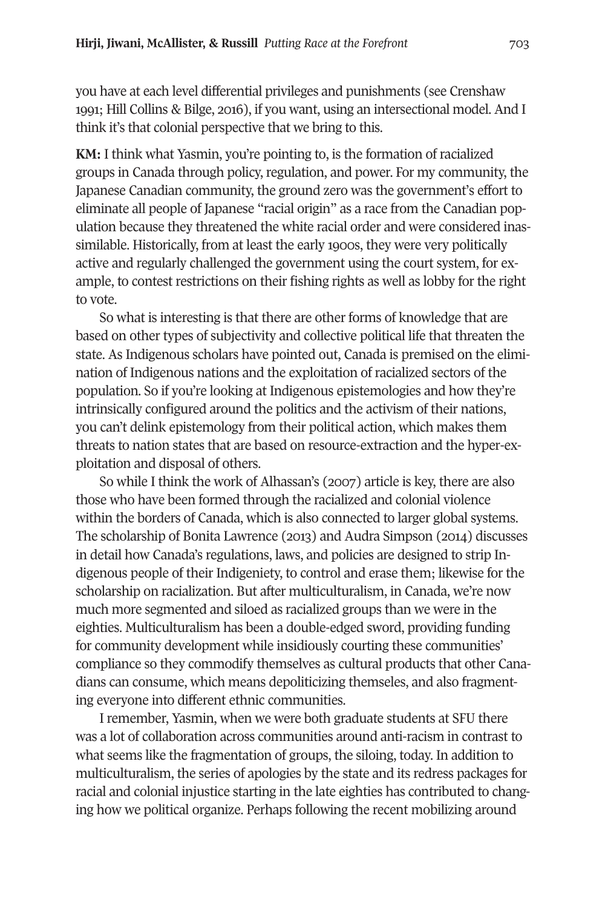you have at each level differential privileges and punishments (see Crenshaw 1991; Hill Collins & Bilge, 2016), if you want, using an intersectional model. And I think it's that colonial perspective that we bring to this.

**KM:** I think what Yasmin, you're pointing to, is the formation of racialized groups in Canada through policy, regulation, and power. For my community, the Japanese Canadian community, the ground zero was the government's effort to eliminate all people of Japanese "racial origin" as a race from the Canadian population because they threatened the white racial order and were considered inassimilable. Historically, from at least the early 1900s, they were very politically active and regularly challenged the government using the court system, for example, to contest restrictions on their fishing rights as well as lobby for the right to vote.

So what is interesting is that there are other forms of knowledge that are based on other types of subjectivity and collective political life that threaten the state. As Indigenous scholars have pointed out, Canada is premised on the elimination of Indigenous nations and the exploitation of racialized sectors of the population. So if you're looking at Indigenous epistemologies and how they're intrinsically configured around the politics and the activism of their nations, you can't delink epistemology from their political action, which makes them threats to nation states that are based on resource-extraction and the hyper-exploitation and disposal of others.

So while I think the work of Alhassan's (2007) article is key, there are also those who have been formed through the racialized and colonial violence within the borders of Canada, which is also connected to larger global systems. The scholarship of Bonita Lawrence (2013) and Audra Simpson (2014) discusses in detail how Canada's regulations, laws, and policies are designed to strip Indigenous people of their Indigeniety, to control and erase them; likewise for the scholarship on racialization. But after multiculturalism, in Canada, we're now much more segmented and siloed as racialized groups than we were in the eighties. Multiculturalism has been a double-edged sword, providing funding for community development while insidiously courting these communities' compliance so they commodify themselves as cultural products that other Canadians can consume, which means depoliticizing themseles, and also fragmenting everyone into different ethnic communities.

I remember, Yasmin, when we were both graduate students at SFU there was a lot of collaboration across communities around anti-racism in contrast to what seems like the fragmentation of groups, the siloing, today. In addition to multiculturalism, the series of apologies by the state and its redress packages for racial and colonial injustice starting in the late eighties has contributed to changing how we political organize. Perhaps following the recent mobilizing around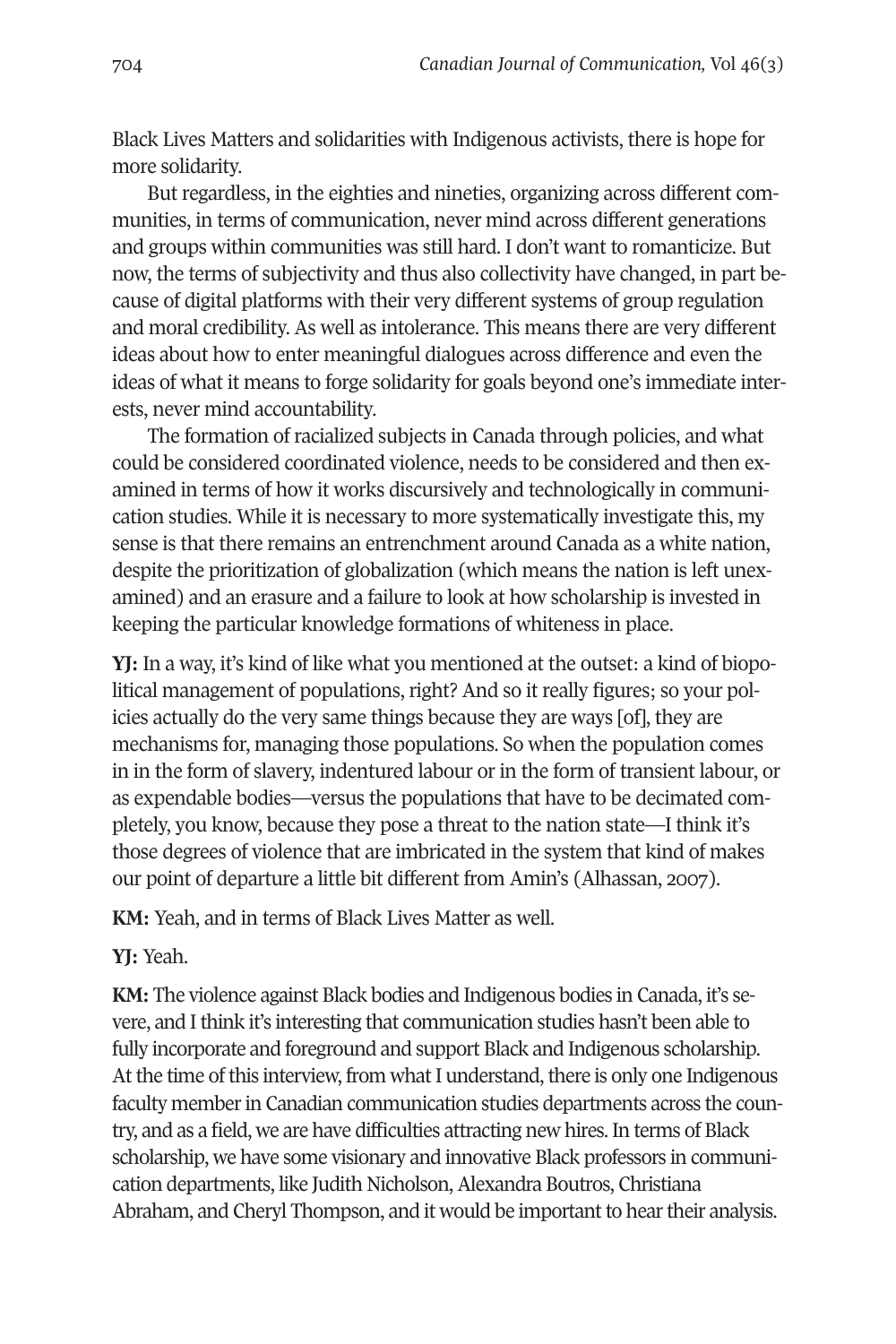Black Lives Matters and solidarities with Indigenous activists, there is hope for more solidarity.

But regardless, in the eighties and nineties, organizing across different communities, in terms of communication, never mind across different generations and groups within communities was still hard. I don't want to romanticize. But now, the terms of subjectivity and thus also collectivity have changed, in part because of digital platforms with their very different systems of group regulation and moral credibility. As well as intolerance. This means there are very different ideas about how to enter meaningful dialogues across difference and even the ideas of what it means to forge solidarity for goals beyond one's immediate interests, never mind accountability.

The formation of racialized subjects in Canada through policies, and what could be considered coordinated violence, needs to be considered and then examined in terms of how it works discursively and technologically in communication studies. While it is necessary to more systematically investigate this, my sense is that there remains an entrenchment around Canada as a white nation, despite the prioritization of globalization (which means the nation is left unexamined) and an erasure and a failure to look at how scholarship is invested in keeping the particular knowledge formations of whiteness in place.

**YJ:** In a way, it's kind of like what you mentioned at the outset: a kind of biopolitical management of populations, right? And so it really figures; so your policies actually do the very same things because they are ways [of], they are mechanisms for, managing those populations. So when the population comes in in the form of slavery, indentured labour or in the form of transient labour, or as expendable bodies—versus the populations that have to be decimated completely, you know, because they pose a threat to the nation state—I think it's those degrees of violence that are imbricated in the system that kind of makes our point of departure a little bit different from Amin's (Alhassan, 2007).

**KM:** Yeah, and in terms of Black Lives Matter as well.

**YJ:** Yeah.

**KM:** The violence against Black bodies and Indigenous bodies in Canada, it's severe, and I think it's interesting that communication studies hasn't been able to fully incorporate and foreground and support Black and Indigenous scholarship. At the time of this interview, from what I understand, there is only one Indigenous faculty member in Canadian communication studies departments across the country, and as a field, we are have difficulties attracting new hires. In terms of Black scholarship, we have some visionary and innovative Black professors in communication departments, like Judith Nicholson, Alexandra Boutros, Christiana Abraham, and Cheryl Thompson, and it would be important to hear their analysis.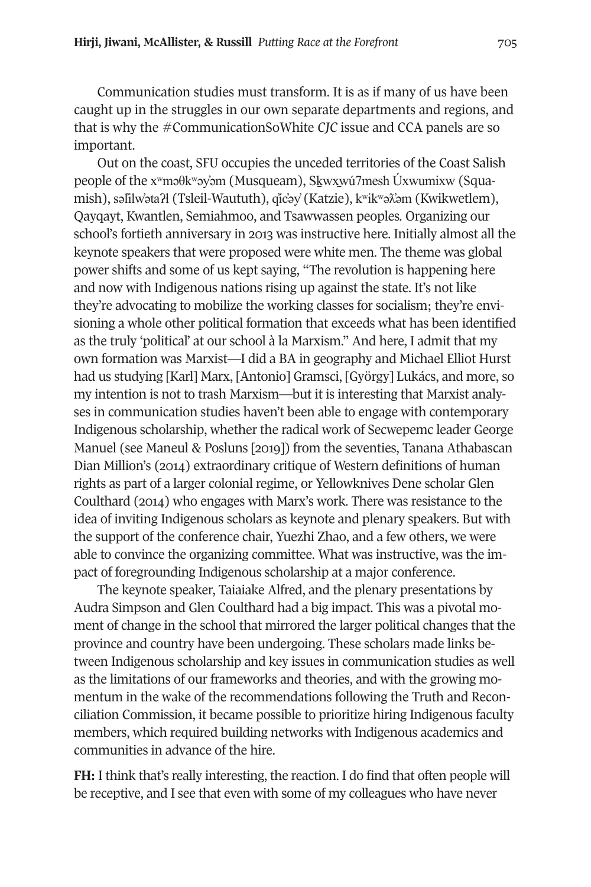Communication studies must transform. It is as if many of us have been caught up in the struggles in our own separate departments and regions, and that is why the #CommunicationSoWhite *CJC* issue and CCA panels are so important.

Out on the coast, SFU occupies the unceded territories of the Coast Salish people of the xʷməθkʷəy̓əm (Musqueam), Sḵwx̱wú7mesh Úxwumixw (Squamish), səl̓ilw̓ətaʔɬ (Tsleil-Waututh), q̓ic̓əy̓ (Katzie), kʷikʷəƛ̓əm (Kwikwetlem), Qayqayt, Kwantlen, Semiahmoo, and Tsawwassen peoples. Organizing our school's fortieth anniversary in 2013 was instructive here. Initially almost all the keynote speakers that were proposed were white men. The theme was global power shifts and some of us kept saying, "The revolution is happening here and now with Indigenous nations rising up against the state. It's not like they're advocating to mobilize the working classes for socialism; they're envisioning a whole other political formation that exceeds what has been identified as the truly 'political' at our school à la Marxism." And here, I admit that my own formation was Marxist—I did a BA in geography and Michael Elliot Hurst had us studying [Karl] Marx, [Antonio] Gramsci, [György] Lukács, and more, so my intention is not to trash Marxism—but it is interesting that Marxist analyses in communication studies haven't been able to engage with contemporary Indigenous scholarship, whether the radical work of Secwepemc leader George Manuel (see Maneul & Posluns [2019]) from the seventies, Tanana Athabascan Dian Million's (2014) extraordinary critique of Western definitions of human rights as part of a larger colonial regime, or Yellowknives Dene scholar Glen Coulthard (2014) who engages with Marx's work. There was resistance to the idea of inviting Indigenous scholars as keynote and plenary speakers. But with the support of the conference chair, Yuezhi Zhao, and a few others, we were able to convince the organizing committee. What was instructive, was the impact of foregrounding Indigenous scholarship at a major conference.

The keynote speaker, Taiaiake Alfred, and the plenary presentations by Audra Simpson and Glen Coulthard had a big impact. This was a pivotal moment of change in the school that mirrored the larger political changes that the province and country have been undergoing. These scholars made links between Indigenous scholarship and key issues in communication studies as well as the limitations of our frameworks and theories, and with the growing momentum in the wake of the recommendations following the Truth and Reconciliation Commission, it became possible to prioritize hiring Indigenous faculty members, which required building networks with Indigenous academics and communities in advance of the hire.

**FH:** I think that's really interesting, the reaction. I do find that often people will be receptive, and I see that even with some of my colleagues who have never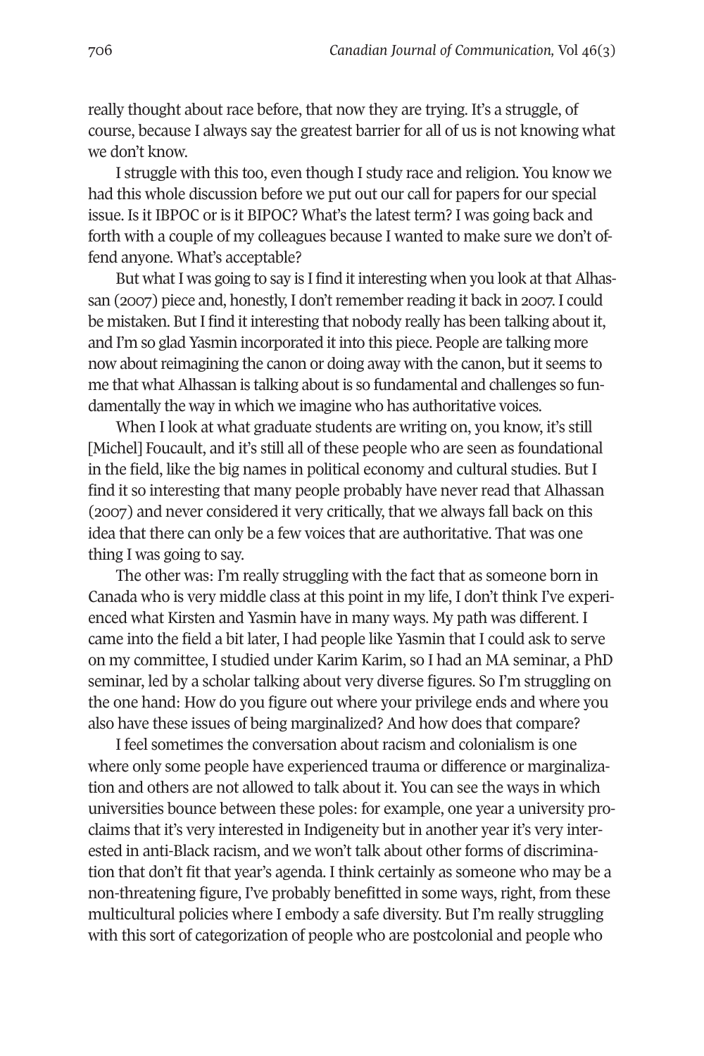really thought about race before, that now they are trying. It's a struggle, of course, because I always say the greatest barrier for all of us is not knowing what we don't know.

I struggle with this too, even though I study race and religion. You know we had this whole discussion before we put out our call for papers for our special issue. Is it IBPOC or is it BIPOC? What's the latest term? I was going back and forth with a couple of my colleagues because I wanted to make sure we don't offend anyone. What's acceptable?

But what I was going to say is I find it interesting when you look at that Alhassan (2007) piece and, honestly, I don't remember reading it back in 2007. I could be mistaken. But I find it interesting that nobody really has been talking about it, and I'm so glad Yasmin incorporated it into this piece. People are talking more now about reimagining the canon or doing away with the canon, but it seems to me that what Alhassan is talking about is so fundamental and challenges so fundamentally the way in which we imagine who has authoritative voices.

When I look at what graduate students are writing on, you know, it's still [Michel] Foucault, and it's still all of these people who are seen as foundational in the field, like the big names in political economy and cultural studies. But I find it so interesting that many people probably have never read that Alhassan (2007) and never considered it very critically, that we always fall back on this idea that there can only be a few voices that are authoritative. That was one thing I was going to say.

The other was: I'm really struggling with the fact that as someone born in Canada who is very middle class at this point in my life, I don't think I've experienced what Kirsten and Yasmin have in many ways. My path was different. I came into the field a bit later, I had people like Yasmin that I could ask to serve on my committee, I studied under Karim Karim, so I had an MA seminar, a PhD seminar, led by a scholar talking about very diverse figures. So I'm struggling on the one hand: How do you figure out where your privilege ends and where you also have these issues of being marginalized? And how does that compare?

I feel sometimes the conversation about racism and colonialism is one where only some people have experienced trauma or difference or marginalization and others are not allowed to talk about it. You can see the ways in which universities bounce between these poles: for example, one year a university proclaims that it's very interested in Indigeneity but in another year it's very interested in anti-Black racism, and we won't talk about other forms of discrimination that don't fit that year's agenda. I think certainly as someone who may be a non-threatening figure, I've probably benefitted in some ways, right, from these multicultural policies where I embody a safe diversity. But I'm really struggling with this sort of categorization of people who are postcolonial and people who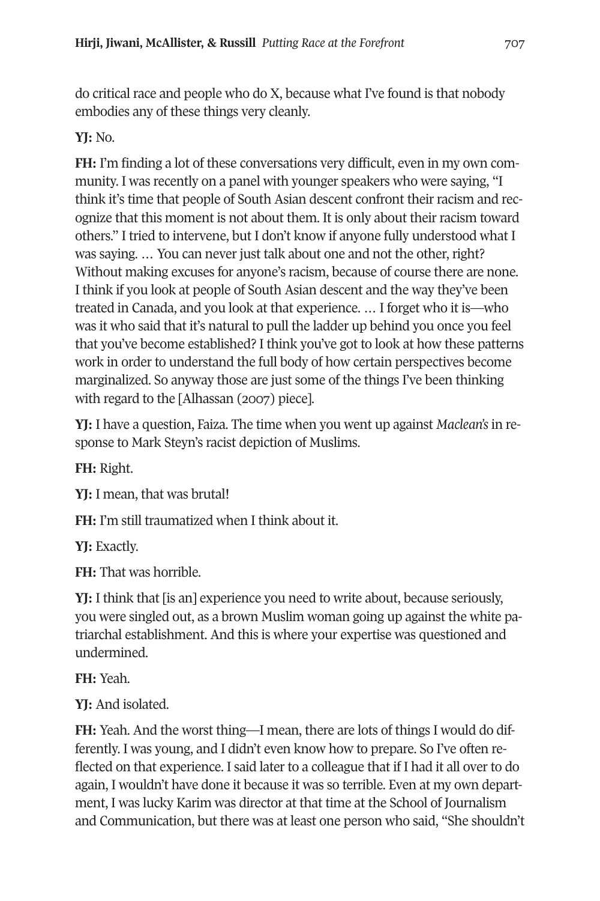do critical race and people who do X, because what I've found is that nobody embodies any of these things very cleanly.

**YJ:** No.

**FH:** I'm finding a lot of these conversations very difficult, even in my own community. I was recently on a panel with younger speakers who were saying, "I think it's time that people of South Asian descent confront their racism and recognize that this moment is not about them. It is only about their racism toward others." I tried to intervene, but I don't know if anyone fully understood what I was saying. … You can never just talk about one and not the other, right? Without making excuses for anyone's racism, because of course there are none. I think if you look at people of South Asian descent and the way they've been treated in Canada, and you look at that experience. … I forget who it is—who was it who said that it's natural to pull the ladder up behind you once you feel that you've become established? I think you've got to look at how these patterns work in order to understand the full body of how certain perspectives become marginalized. So anyway those are just some of the things I've been thinking with regard to the [Alhassan (2007) piece].

**YJ:** I have a question, Faiza. The time when you went up against *Maclean's* in response to Mark Steyn's racist depiction of Muslims.

**FH:** Right.

**YJ:** I mean, that was brutal!

**FH:** I'm still traumatized when I think about it.

**YJ:** Exactly.

**FH:** That was horrible.

**YJ:** I think that [is an] experience you need to write about, because seriously, you were singled out, as a brown Muslim woman going up against the white patriarchal establishment. And this is where your expertise was questioned and undermined.

**FH:** Yeah.

**YJ:** And isolated.

**FH:** Yeah. And the worst thing—I mean, there are lots of things I would do differently. I was young, and I didn't even know how to prepare. So I've often reflected on that experience. I said later to a colleague that if I had it all over to do again, I wouldn't have done it because it was so terrible. Even at my own department, I was lucky Karim was director at that time at the School of Journalism and Communication, but there was at least one person who said, "She shouldn't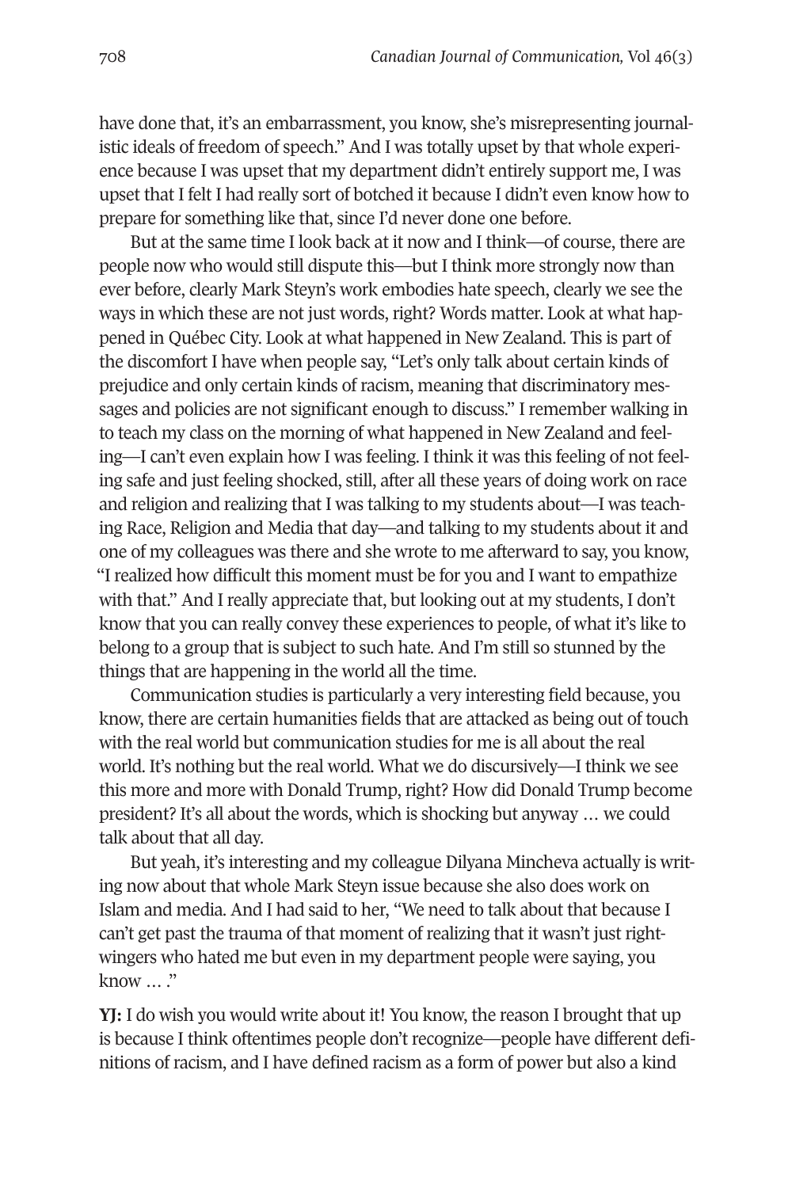have done that, it's an embarrassment, you know, she's misrepresenting journalistic ideals of freedom of speech." And I was totally upset by that whole experience because I was upset that my department didn't entirely support me, I was upset that I felt I had really sort of botched it because I didn't even know how to prepare for something like that, since I'd never done one before.

But at the same time I look back at it now and I think—of course, there are people now who would still dispute this—but I think more strongly now than ever before, clearly Mark Steyn's work embodies hate speech, clearly we see the ways in which these are not just words, right? Words matter. Look at what happened in Québec City. Look at what happened in New Zealand. This is part of the discomfort I have when people say, "Let's only talk about certain kinds of prejudice and only certain kinds of racism, meaning that discriminatory messages and policies are not significant enough to discuss." I remember walking in to teach my class on the morning of what happened in New Zealand and feeling—I can't even explain how I was feeling. I think it was this feeling of not feeling safe and just feeling shocked, still, after all these years of doing work on race and religion and realizing that I was talking to my students about—I was teaching Race, Religion and Media that day—and talking to my students about it and one of my colleagues was there and she wrote to me afterward to say, you know, "I realized how difficult this moment must be for you and I want to empathize with that." And I really appreciate that, but looking out at my students, I don't know that you can really convey these experiences to people, of what it's like to belong to a group that is subject to such hate. And I'm still so stunned by the things that are happening in the world all the time.

Communication studies is particularly a very interesting field because, you know, there are certain humanities fields that are attacked as being out of touch with the real world but communication studies for me is all about the real world. It's nothing but the real world. What we do discursively—I think we see this more and more with Donald Trump, right? How did Donald Trump become president? It's all about the words, which is shocking but anyway … we could talk about that all day.

But yeah, it's interesting and my colleague Dilyana Mincheva actually is writing now about that whole Mark Steyn issue because she also does work on Islam and media. And I had said to her, "We need to talk about that because I can't get past the trauma of that moment of realizing that it wasn't just right-wingers who hated me but even in my department people were saying, you know … ."

**YJ:** I do wish you would write about it! You know, the reason I brought that up is because I think oftentimes people don't recognize—people have different definitions of racism, and I have defined racism as a form of power but also a kind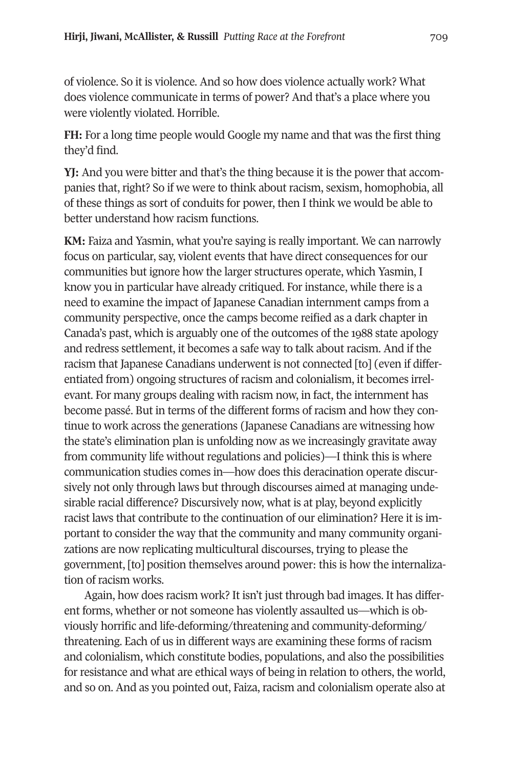of violence. So it is violence. And so how does violence actually work? What does violence communicate in terms of power? And that's a place where you were violently violated. Horrible.

**FH:** For a long time people would Google my name and that was the first thing they'd find.

**YJ:** And you were bitter and that's the thing because it is the power that accompanies that, right? So if we were to think about racism, sexism, homophobia, all of these things as sort of conduits for power, then I think we would be able to better understand how racism functions.

**KM:** Faiza and Yasmin, what you're saying is really important. We can narrowly focus on particular, say, violent events that have direct consequences for our communities but ignore how the larger structures operate, which Yasmin, I know you in particular have already critiqued. For instance, while there is a need to examine the impact of Japanese Canadian internment camps from a community perspective, once the camps become reified as a dark chapter in Canada's past, which is arguably one of the outcomes of the 1988 state apology and redress settlement, it becomes a safe way to talk about racism. And if the racism that Japanese Canadians underwent is not connected [to] (even if differentiated from) ongoing structures of racism and colonialism, it becomes irrelevant. For many groups dealing with racism now, in fact, the internment has become passé. But in terms of the different forms of racism and how they continue to work across the generations (Japanese Canadians are witnessing how the state's elimination plan is unfolding now as we increasingly gravitate away from community life without regulations and policies)—I think this is where communication studies comes in—how does this deracination operate discursively not only through laws but through discourses aimed at managing undesirable racial difference? Discursively now, what is at play, beyond explicitly racist laws that contribute to the continuation of our elimination? Here it is important to consider the way that the community and many community organizations are now replicating multicultural discourses, trying to please the government, [to] position themselves around power: this is how the internalization of racism works.

Again, how does racism work? It isn't just through bad images. It has different forms, whether or not someone has violently assaulted us—which is obviously horrific and life-deforming/threatening and community-deforming/threatening. Each of us in different ways are examining these forms of racism and colonialism, which constitute bodies, populations, and also the possibilities for resistance and what are ethical ways of being in relation to others, the world, and so on. And as you pointed out, Faiza, racism and colonialism operate also at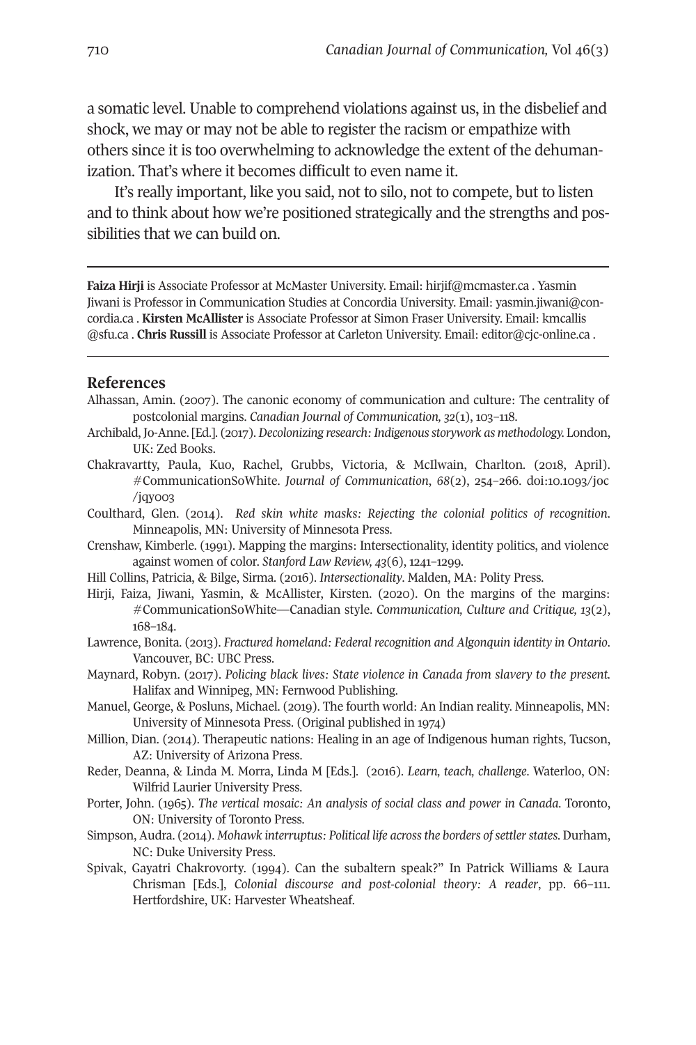a somatic level. Unable to comprehend violations against us, in the disbelief and shock, we may or may not be able to register the racism or empathize with others since it is too overwhelming to acknowledge the extent of the dehumanization. That's where it becomes difficult to even name it.

It's really important, like you said, not to silo, not to compete, but to listen and to think about how we're positioned strategically and the strengths and possibilities that we can build on.

---

**Faiza Hirji** is Associate Professor at McMaster University. Email: hirjif@mcmaster.ca . Yasmin Jiwani is Professor in Communication Studies at Concordia University. Email: yasmin.jiwani@concordia.ca . **Kirsten McAllister** is Associate Professor at Simon Fraser University. Email: kmcallis @sfu.ca . **Chris Russill** is Associate Professor at Carleton University. Email: editor@cjc-online.ca .

---

## References

Alhassan, Amin. (2007). The canonic economy of communication and culture: The centrality of postcolonial margins. *Canadian Journal of Communication, 32*(1), 103–118.

Archibald, Jo-Anne. [Ed.]. (2017). *Decolonizing research: Indigenous storywork as methodology.* London, UK: Zed Books.

Chakravartty, Paula, Kuo, Rachel, Grubbs, Victoria, & McIlwain, Charlton. (2018, April). #CommunicationSoWhite. *Journal of Communication*, *68*(2), 254–266. doi:10.1093/joc /jqy003

Coulthard, Glen. (2014). *Red skin white masks: Rejecting the colonial politics of recognition*. Minneapolis, MN: University of Minnesota Press.

Crenshaw, Kimberle. (1991). Mapping the margins: Intersectionality, identity politics, and violence against women of color. *Stanford Law Review, 43*(6), 1241–1299.

Hill Collins, Patricia, & Bilge, Sirma. (2016). *Intersectionality*. Malden, MA: Polity Press.

Hirji, Faiza, Jiwani, Yasmin, & McAllister, Kirsten. (2020). On the margins of the margins: #CommunicationSoWhite—Canadian style. *Communication, Culture and Critique, 13*(2), 168–184.

Lawrence, Bonita. (2013). *Fractured homeland: Federal recognition and Algonquin identity in Ontario*. Vancouver, BC: UBC Press.

Maynard, Robyn. (2017). *Policing black lives: State violence in Canada from slavery to the present.* Halifax and Winnipeg, MN: Fernwood Publishing.

Manuel, George, & Posluns, Michael. (2019). The fourth world: An Indian reality. Minneapolis, MN: University of Minnesota Press. (Original published in 1974)

Million, Dian. (2014). Therapeutic nations: Healing in an age of Indigenous human rights, Tucson, AZ: University of Arizona Press.

Reder, Deanna, & Linda M. Morra, Linda M [Eds.]. (2016). *Learn, teach, challenge*. Waterloo, ON: Wilfrid Laurier University Press.

Porter, John. (1965). *The vertical mosaic: An analysis of social class and power in Canada.* Toronto, ON: University of Toronto Press.

Simpson, Audra. (2014). *Mohawk interruptus: Political life across the borders of settler states.* Durham, NC: Duke University Press.

Spivak, Gayatri Chakrovorty. (1994). Can the subaltern speak?" In Patrick Williams & Laura Chrisman [Eds.], *Colonial discourse and post-colonial theory: A reader*, pp. 66–111. Hertfordshire, UK: Harvester Wheatsheaf.